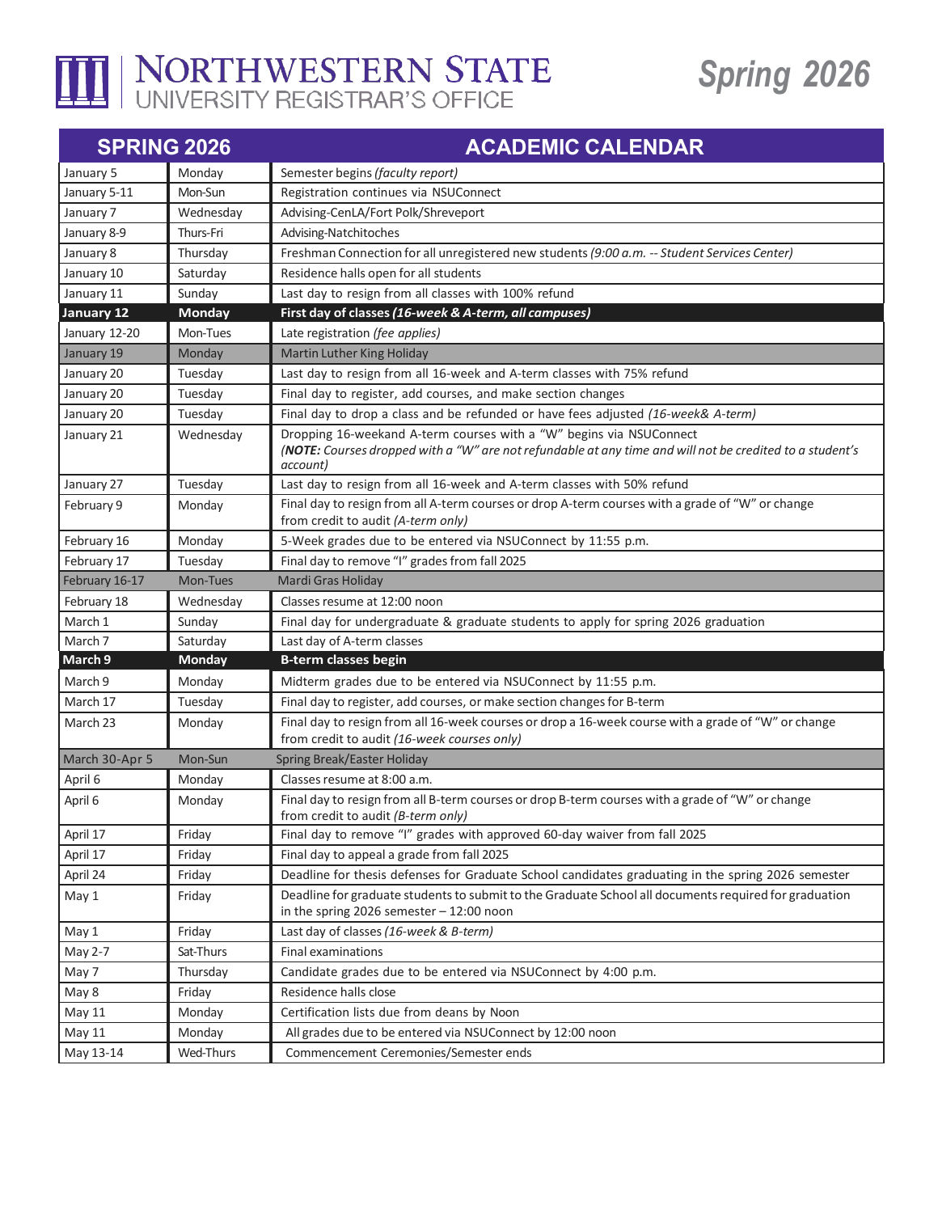# NORTHWESTERN STATE UNIVERSITY REGISTRAR'S OFFICE

## Spring 2026

| SPRING 2026 | | ACADEMIC CALENDAR |
|---|---|---|
| January 5 | Monday | Semester begins *(faculty report)* |
| January 5-11 | Mon-Sun | Registration continues via NSUConnect |
| January 7 | Wednesday | Advising-CenLA/Fort Polk/Shreveport |
| January 8-9 | Thurs-Fri | Advising-Natchitoches |
| January 8 | Thursday | Freshman Connection for all unregistered new students *(9:00 a.m. -- Student Services Center)* |
| January 10 | Saturday | Residence halls open for all students |
| January 11 | Sunday | Last day to resign from all classes with 100% refund |
| **January 12** | **Monday** | **First day of classes *(16-week & A-term, all campuses)*** |
| January 12-20 | Mon-Tues | Late registration *(fee applies)* |
| January 19 | Monday | Martin Luther King Holiday |
| January 20 | Tuesday | Last day to resign from all 16-week and A-term classes with 75% refund |
| January 20 | Tuesday | Final day to register, add courses, and make section changes |
| January 20 | Tuesday | Final day to drop a class and be refunded or have fees adjusted *(16-week& A-term)* |
| January 21 | Wednesday | Dropping 16-weekand A-term courses with a "W" begins via NSUConnect *(**NOTE:** Courses dropped with a "W" are not refundable at any time and will not be credited to a student's account)* |
| January 27 | Tuesday | Last day to resign from all 16-week and A-term classes with 50% refund |
| February 9 | Monday | Final day to resign from all A-term courses or drop A-term courses with a grade of "W" or change from credit to audit *(A-term only)* |
| February 16 | Monday | 5-Week grades due to be entered via NSUConnect by 11:55 p.m. |
| February 17 | Tuesday | Final day to remove "I" grades from fall 2025 |
| February 16-17 | Mon-Tues | Mardi Gras Holiday |
| February 18 | Wednesday | Classes resume at 12:00 noon |
| March 1 | Sunday | Final day for undergraduate & graduate students to apply for spring 2026 graduation |
| March 7 | Saturday | Last day of A-term classes |
| **March 9** | **Monday** | **B-term classes begin** |
| March 9 | Monday | Midterm grades due to be entered via NSUConnect by 11:55 p.m. |
| March 17 | Tuesday | Final day to register, add courses, or make section changes for B-term |
| March 23 | Monday | Final day to resign from all 16-week courses or drop a 16-week course with a grade of "W" or change from credit to audit *(16-week courses only)* |
| March 30-Apr 5 | Mon-Sun | Spring Break/Easter Holiday |
| April 6 | Monday | Classes resume at 8:00 a.m. |
| April 6 | Monday | Final day to resign from all B-term courses or drop B-term courses with a grade of "W" or change from credit to audit *(B-term only)* |
| April 17 | Friday | Final day to remove "I" grades with approved 60-day waiver from fall 2025 |
| April 17 | Friday | Final day to appeal a grade from fall 2025 |
| April 24 | Friday | Deadline for thesis defenses for Graduate School candidates graduating in the spring 2026 semester |
| May 1 | Friday | Deadline for graduate students to submit to the Graduate School all documents required for graduation in the spring 2026 semester – 12:00 noon |
| May 1 | Friday | Last day of classes *(16-week & B-term)* |
| May 2-7 | Sat-Thurs | Final examinations |
| May 7 | Thursday | Candidate grades due to be entered via NSUConnect by 4:00 p.m. |
| May 8 | Friday | Residence halls close |
| May 11 | Monday | Certification lists due from deans by Noon |
| May 11 | Monday | All grades due to be entered via NSUConnect by 12:00 noon |
| May 13-14 | Wed-Thurs | Commencement Ceremonies/Semester ends |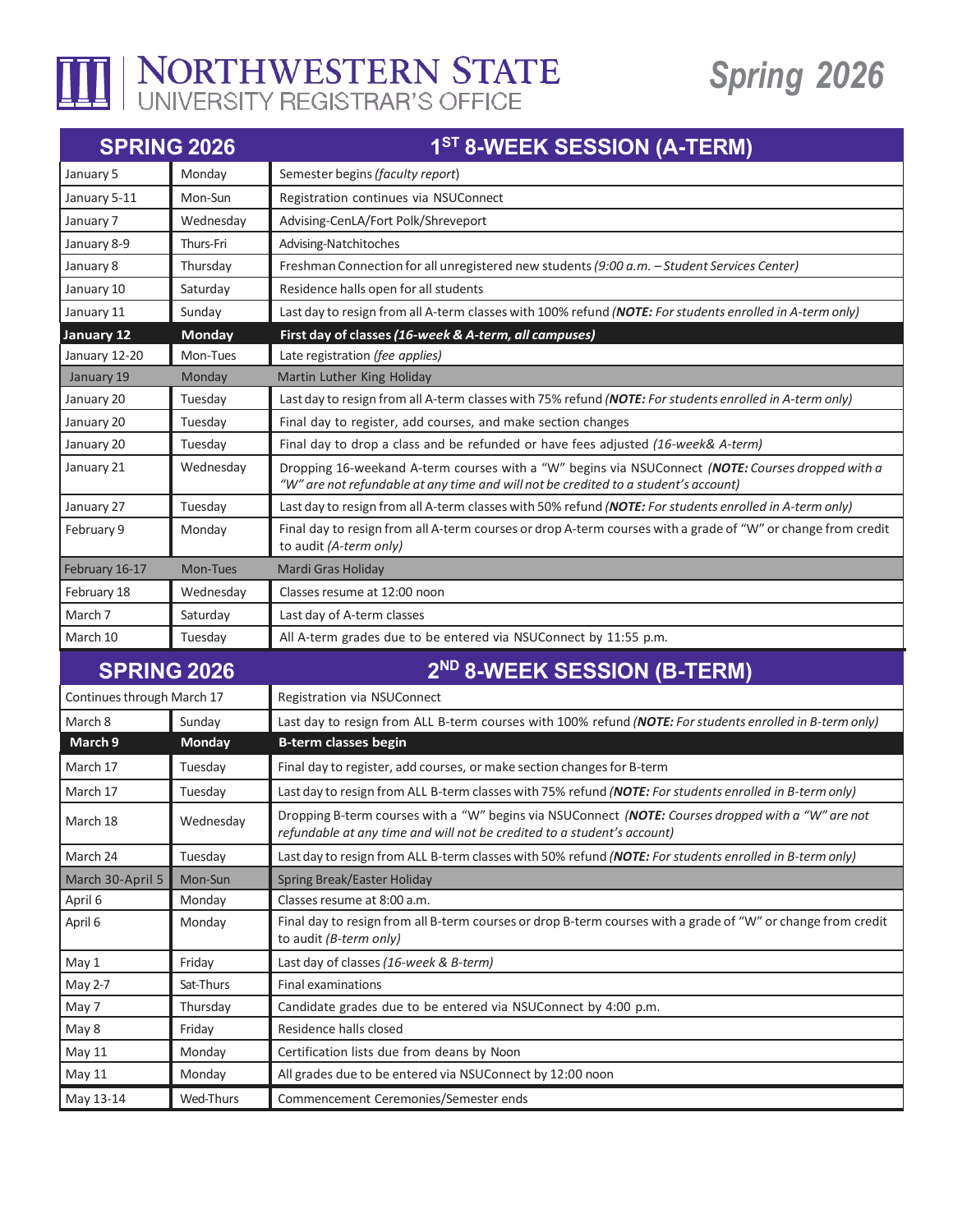# NORTHWESTERN STATE UNIVERSITY REGISTRAR'S OFFICE

## Spring 2026

| SPRING 2026 | | 1ST 8-WEEK SESSION (A-TERM) |
|---|---|---|
| January 5 | Monday | Semester begins *(faculty report)* |
| January 5-11 | Mon-Sun | Registration continues via NSUConnect |
| January 7 | Wednesday | Advising-CenLA/Fort Polk/Shreveport |
| January 8-9 | Thurs-Fri | Advising-Natchitoches |
| January 8 | Thursday | Freshman Connection for all unregistered new students *(9:00 a.m. – Student Services Center)* |
| January 10 | Saturday | Residence halls open for all students |
| January 11 | Sunday | Last day to resign from all A-term classes with 100% refund ***(NOTE:** For students enrolled in A-term only)* |
| **January 12** | **Monday** | **First day of classes *(16-week & A-term, all campuses)*** |
| January 12-20 | Mon-Tues | Late registration *(fee applies)* |
| January 19 | Monday | Martin Luther King Holiday |
| January 20 | Tuesday | Last day to resign from all A-term classes with 75% refund ***(NOTE:** For students enrolled in A-term only)* |
| January 20 | Tuesday | Final day to register, add courses, and make section changes |
| January 20 | Tuesday | Final day to drop a class and be refunded or have fees adjusted *(16-week& A-term)* |
| January 21 | Wednesday | Dropping 16-weekand A-term courses with a "W" begins via NSUConnect ***(NOTE:** Courses dropped with a "W" are not refundable at any time and will not be credited to a student's account)* |
| January 27 | Tuesday | Last day to resign from all A-term classes with 50% refund ***(NOTE:** For students enrolled in A-term only)* |
| February 9 | Monday | Final day to resign from all A-term courses or drop A-term courses with a grade of "W" or change from credit to audit *(A-term only)* |
| February 16-17 | Mon-Tues | Mardi Gras Holiday |
| February 18 | Wednesday | Classes resume at 12:00 noon |
| March 7 | Saturday | Last day of A-term classes |
| March 10 | Tuesday | All A-term grades due to be entered via NSUConnect by 11:55 p.m. |

| SPRING 2026 | | 2ND 8-WEEK SESSION (B-TERM) |
|---|---|---|
| Continues through March 17 | | Registration via NSUConnect |
| March 8 | Sunday | Last day to resign from ALL B-term courses with 100% refund ***(NOTE:** For students enrolled in B-term only)* |
| **March 9** | **Monday** | **B-term classes begin** |
| March 17 | Tuesday | Final day to register, add courses, or make section changes for B-term |
| March 17 | Tuesday | Last day to resign from ALL B-term classes with 75% refund ***(NOTE:** For students enrolled in B-term only)* |
| March 18 | Wednesday | Dropping B-term courses with a "W" begins via NSUConnect ***(NOTE:** Courses dropped with a "W" are not refundable at any time and will not be credited to a student's account)* |
| March 24 | Tuesday | Last day to resign from ALL B-term classes with 50% refund ***(NOTE:** For students enrolled in B-term only)* |
| March 30-April 5 | Mon-Sun | Spring Break/Easter Holiday |
| April 6 | Monday | Classes resume at 8:00 a.m. |
| April 6 | Monday | Final day to resign from all B-term courses or drop B-term courses with a grade of "W" or change from credit to audit *(B-term only)* |
| May 1 | Friday | Last day of classes *(16-week & B-term)* |
| May 2-7 | Sat-Thurs | Final examinations |
| May 7 | Thursday | Candidate grades due to be entered via NSUConnect by 4:00 p.m. |
| May 8 | Friday | Residence halls closed |
| May 11 | Monday | Certification lists due from deans by Noon |
| May 11 | Monday | All grades due to be entered via NSUConnect by 12:00 noon |
| May 13-14 | Wed-Thurs | Commencement Ceremonies/Semester ends |